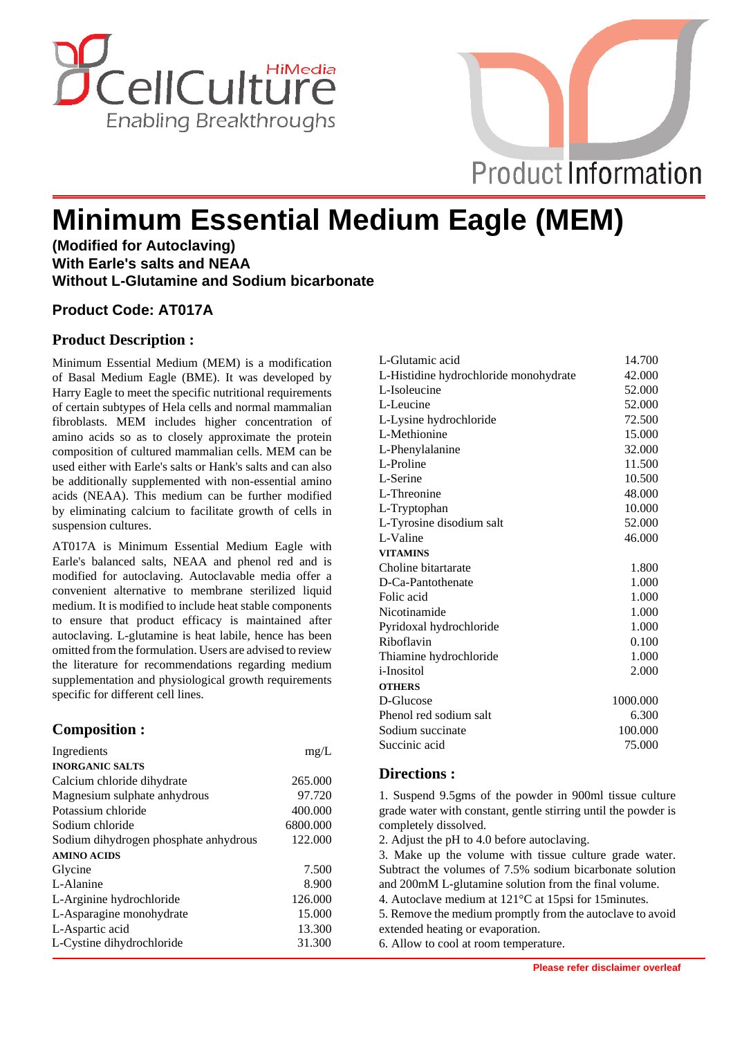# Minimum Essential Medium Eagle (MEM)

**(Modified for Autoclaving)**
**With Earle's salts and NEAA**
**Without L-Glutamine and Sodium bicarbonate**

### Product Code: AT017A

## Product Description :

Minimum Essential Medium (MEM) is a modification of Basal Medium Eagle (BME). It was developed by Harry Eagle to meet the specific nutritional requirements of certain subtypes of Hela cells and normal mammalian fibroblasts. MEM includes higher concentration of amino acids so as to closely approximate the protein composition of cultured mammalian cells. MEM can be used either with Earle's salts or Hank's salts and can also be additionally supplemented with non-essential amino acids (NEAA). This medium can be further modified by eliminating calcium to facilitate growth of cells in suspension cultures.

AT017A is Minimum Essential Medium Eagle with Earle's balanced salts, NEAA and phenol red and is modified for autoclaving. Autoclavable media offer a convenient alternative to membrane sterilized liquid medium. It is modified to include heat stable components to ensure that product efficacy is maintained after autoclaving. L-glutamine is heat labile, hence has been omitted from the formulation. Users are advised to review the literature for recommendations regarding medium supplementation and physiological growth requirements specific for different cell lines.

## Composition :

| Ingredients | mg/L |
|---|---|
| **INORGANIC SALTS** | |
| Calcium chloride dihydrate | 265.000 |
| Magnesium sulphate anhydrous | 97.720 |
| Potassium chloride | 400.000 |
| Sodium chloride | 6800.000 |
| Sodium dihydrogen phosphate anhydrous | 122.000 |
| **AMINO ACIDS** | |
| Glycine | 7.500 |
| L-Alanine | 8.900 |
| L-Arginine hydrochloride | 126.000 |
| L-Asparagine monohydrate | 15.000 |
| L-Aspartic acid | 13.300 |
| L-Cystine dihydrochloride | 31.300 |
| L-Glutamic acid | 14.700 |
| L-Histidine hydrochloride monohydrate | 42.000 |
| L-Isoleucine | 52.000 |
| L-Leucine | 52.000 |
| L-Lysine hydrochloride | 72.500 |
| L-Methionine | 15.000 |
| L-Phenylalanine | 32.000 |
| L-Proline | 11.500 |
| L-Serine | 10.500 |
| L-Threonine | 48.000 |
| L-Tryptophan | 10.000 |
| L-Tyrosine disodium salt | 52.000 |
| L-Valine | 46.000 |
| **VITAMINS** | |
| Choline bitartarate | 1.800 |
| D-Ca-Pantothenate | 1.000 |
| Folic acid | 1.000 |
| Nicotinamide | 1.000 |
| Pyridoxal hydrochloride | 1.000 |
| Riboflavin | 0.100 |
| Thiamine hydrochloride | 1.000 |
| i-Inositol | 2.000 |
| **OTHERS** | |
| D-Glucose | 1000.000 |
| Phenol red sodium salt | 6.300 |
| Sodium succinate | 100.000 |
| Succinic acid | 75.000 |

## Directions :

1. Suspend 9.5gms of the powder in 900ml tissue culture grade water with constant, gentle stirring until the powder is completely dissolved.
2. Adjust the pH to 4.0 before autoclaving.
3. Make up the volume with tissue culture grade water. Subtract the volumes of 7.5% sodium bicarbonate solution and 200mM L-glutamine solution from the final volume.
4. Autoclave medium at 121°C at 15psi for 15minutes.
5. Remove the medium promptly from the autoclave to avoid extended heating or evaporation.
6. Allow to cool at room temperature.

**Please refer disclaimer overleaf**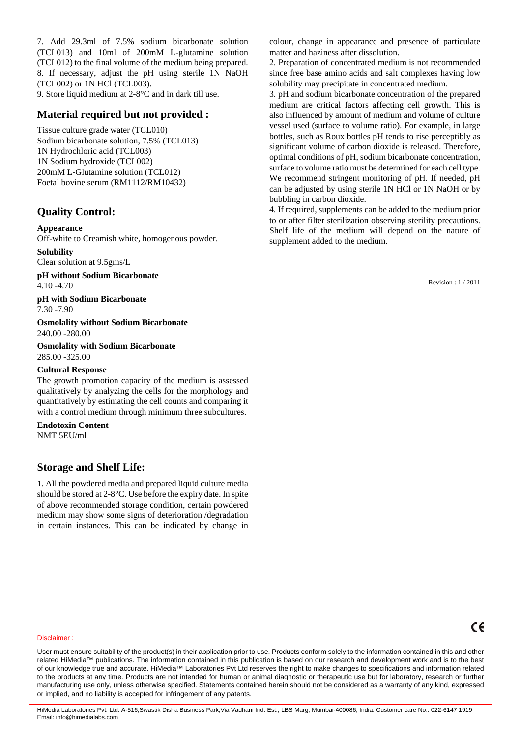7. Add 29.3ml of 7.5% sodium bicarbonate solution (TCL013) and 10ml of 200mM L-glutamine solution (TCL012) to the final volume of the medium being prepared.
8. If necessary, adjust the pH using sterile 1N NaOH (TCL002) or 1N HCl (TCL003).
9. Store liquid medium at 2-8°C and in dark till use.

## Material required but not provided :

Tissue culture grade water (TCL010)
Sodium bicarbonate solution, 7.5% (TCL013)
1N Hydrochloric acid (TCL003)
1N Sodium hydroxide (TCL002)
200mM L-Glutamine solution (TCL012)
Foetal bovine serum (RM1112/RM10432)

## Quality Control:

**Appearance**
Off-white to Creamish white, homogenous powder.

**Solubility**
Clear solution at 9.5gms/L

**pH without Sodium Bicarbonate**
4.10 -4.70

**pH with Sodium Bicarbonate**
7.30 -7.90

**Osmolality without Sodium Bicarbonate**
240.00 -280.00

**Osmolality with Sodium Bicarbonate**
285.00 -325.00

**Cultural Response**
The growth promotion capacity of the medium is assessed qualitatively by analyzing the cells for the morphology and quantitatively by estimating the cell counts and comparing it with a control medium through minimum three subcultures.

**Endotoxin Content**
NMT 5EU/ml

## Storage and Shelf Life:

1. All the powdered media and prepared liquid culture media should be stored at 2-8°C. Use before the expiry date. In spite of above recommended storage condition, certain powdered medium may show some signs of deterioration /degradation in certain instances. This can be indicated by change in colour, change in appearance and presence of particulate matter and haziness after dissolution.
2. Preparation of concentrated medium is not recommended since free base amino acids and salt complexes having low solubility may precipitate in concentrated medium.
3. pH and sodium bicarbonate concentration of the prepared medium are critical factors affecting cell growth. This is also influenced by amount of medium and volume of culture vessel used (surface to volume ratio). For example, in large bottles, such as Roux bottles pH tends to rise perceptibly as significant volume of carbon dioxide is released. Therefore, optimal conditions of pH, sodium bicarbonate concentration, surface to volume ratio must be determined for each cell type. We recommend stringent monitoring of pH. If needed, pH can be adjusted by using sterile 1N HCl or 1N NaOH or by bubbling in carbon dioxide.
4. If required, supplements can be added to the medium prior to or after filter sterilization observing sterility precautions. Shelf life of the medium will depend on the nature of supplement added to the medium.

Revision : 1 / 2011

Disclaimer :

User must ensure suitability of the product(s) in their application prior to use. Products conform solely to the information contained in this and other related HiMedia™ publications. The information contained in this publication is based on our research and development work and is to the best of our knowledge true and accurate. HiMedia™ Laboratories Pvt Ltd reserves the right to make changes to specifications and information related to the products at any time. Products are not intended for human or animal diagnostic or therapeutic use but for laboratory, research or further manufacturing use only, unless otherwise specified. Statements contained herein should not be considered as a warranty of any kind, expressed or implied, and no liability is accepted for infringement of any patents.

HiMedia Laboratories Pvt. Ltd. A-516,Swastik Disha Business Park,Via Vadhani Ind. Est., LBS Marg, Mumbai-400086, India. Customer care No.: 022-6147 1919 Email: info@himedialabs.com